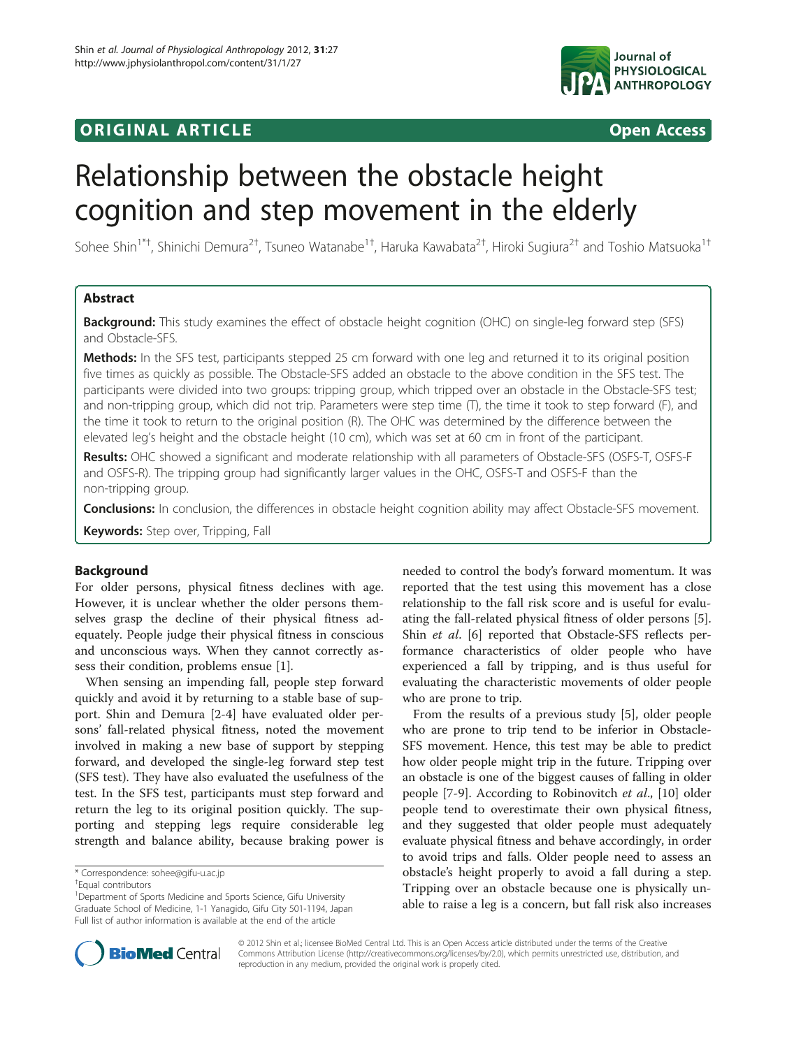**ORIGINAL ARTICLE** **Open Access**

# Relationship between the obstacle height cognition and step movement in the elderly

Sohee Shin[1*†], Shinichi Demura[2†], Tsuneo Watanabe[1†], Haruka Kawabata[2†], Hiroki Sugiura[2†] and Toshio Matsuoka[1†]

## Abstract

**Background:** This study examines the effect of obstacle height cognition (OHC) on single-leg forward step (SFS) and Obstacle-SFS.

**Methods:** In the SFS test, participants stepped 25 cm forward with one leg and returned it to its original position five times as quickly as possible. The Obstacle-SFS added an obstacle to the above condition in the SFS test. The participants were divided into two groups: tripping group, which tripped over an obstacle in the Obstacle-SFS test; and non-tripping group, which did not trip. Parameters were step time (T), the time it took to step forward (F), and the time it took to return to the original position (R). The OHC was determined by the difference between the elevated leg's height and the obstacle height (10 cm), which was set at 60 cm in front of the participant.

**Results:** OHC showed a significant and moderate relationship with all parameters of Obstacle-SFS (OSFS-T, OSFS-F and OSFS-R). The tripping group had significantly larger values in the OHC, OSFS-T and OSFS-F than the non-tripping group.

**Conclusions:** In conclusion, the differences in obstacle height cognition ability may affect Obstacle-SFS movement.

**Keywords:** Step over, Tripping, Fall

## Background

For older persons, physical fitness declines with age. However, it is unclear whether the older persons themselves grasp the decline of their physical fitness adequately. People judge their physical fitness in conscious and unconscious ways. When they cannot correctly assess their condition, problems ensue [1].

When sensing an impending fall, people step forward quickly and avoid it by returning to a stable base of support. Shin and Demura [2-4] have evaluated older persons' fall-related physical fitness, noted the movement involved in making a new base of support by stepping forward, and developed the single-leg forward step test (SFS test). They have also evaluated the usefulness of the test. In the SFS test, participants must step forward and return the leg to its original position quickly. The supporting and stepping legs require considerable leg strength and balance ability, because braking power is needed to control the body's forward momentum. It was reported that the test using this movement has a close relationship to the fall risk score and is useful for evaluating the fall-related physical fitness of older persons [5]. Shin *et al*. [6] reported that Obstacle-SFS reflects performance characteristics of older people who have experienced a fall by tripping, and is thus useful for evaluating the characteristic movements of older people who are prone to trip.

From the results of a previous study [5], older people who are prone to trip tend to be inferior in Obstacle-SFS movement. Hence, this test may be able to predict how older people might trip in the future. Tripping over an obstacle is one of the biggest causes of falling in older people [7-9]. According to Robinovitch *et al*., [10] older people tend to overestimate their own physical fitness, and they suggested that older people must adequately evaluate physical fitness and behave accordingly, in order to avoid trips and falls. Older people need to assess an obstacle's height properly to avoid a fall during a step. Tripping over an obstacle because one is physically unable to raise a leg is a concern, but fall risk also increases

\* Correspondence: sohee@gifu-u.ac.jp

†Equal contributors

[1]Department of Sports Medicine and Sports Science, Gifu University Graduate School of Medicine, 1-1 Yanagido, Gifu City 501-1194, Japan

Full list of author information is available at the end of the article

© 2012 Shin et al.; licensee BioMed Central Ltd. This is an Open Access article distributed under the terms of the Creative Commons Attribution License (http://creativecommons.org/licenses/by/2.0), which permits unrestricted use, distribution, and reproduction in any medium, provided the original work is properly cited.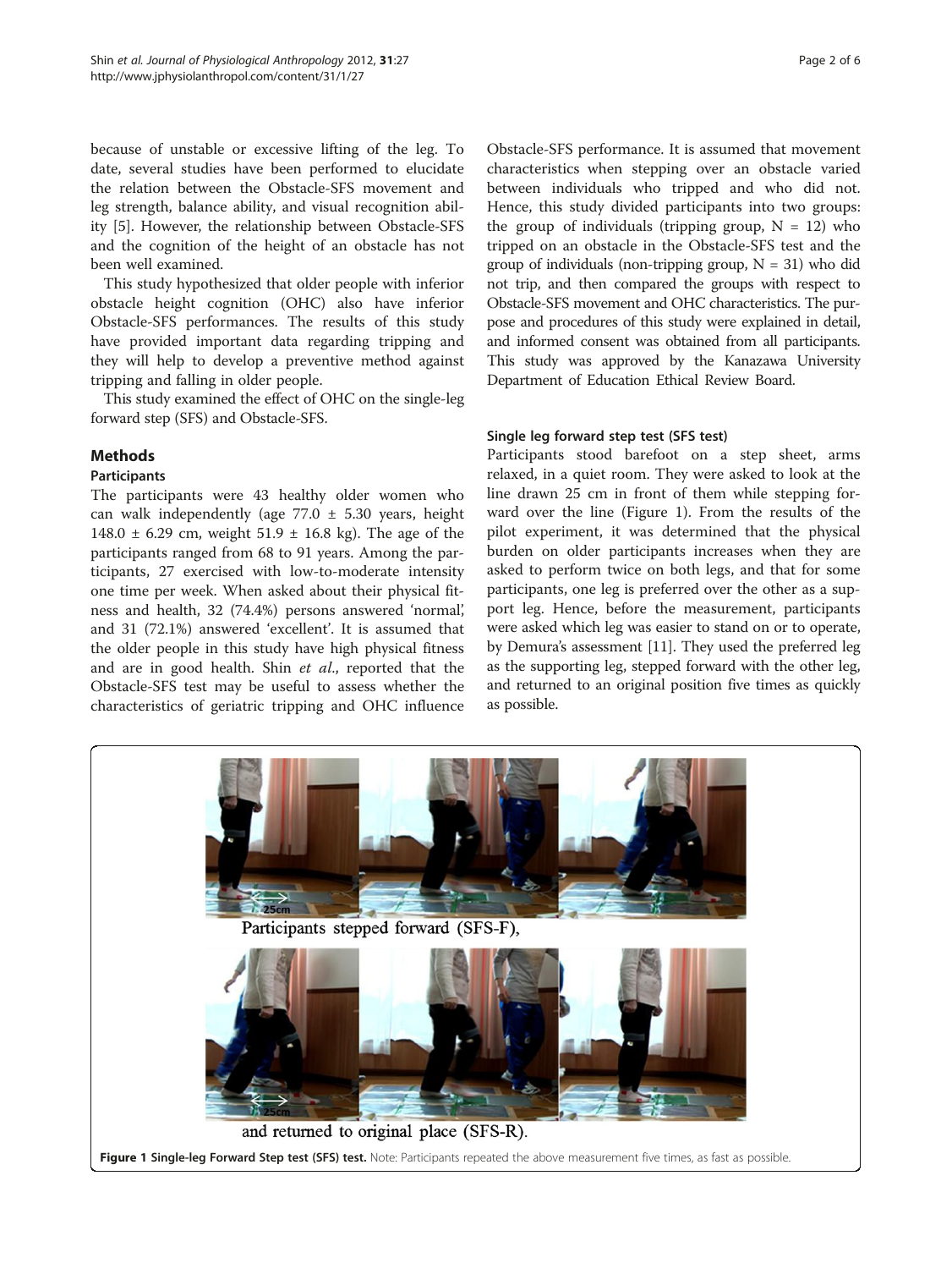because of unstable or excessive lifting of the leg. To date, several studies have been performed to elucidate the relation between the Obstacle-SFS movement and leg strength, balance ability, and visual recognition ability [5]. However, the relationship between Obstacle-SFS and the cognition of the height of an obstacle has not been well examined.

This study hypothesized that older people with inferior obstacle height cognition (OHC) also have inferior Obstacle-SFS performances. The results of this study have provided important data regarding tripping and they will help to develop a preventive method against tripping and falling in older people.

This study examined the effect of OHC on the single-leg forward step (SFS) and Obstacle-SFS.

## Methods

### Participants

The participants were 43 healthy older women who can walk independently (age 77.0 ± 5.30 years, height 148.0 ± 6.29 cm, weight 51.9 ± 16.8 kg). The age of the participants ranged from 68 to 91 years. Among the participants, 27 exercised with low-to-moderate intensity one time per week. When asked about their physical fitness and health, 32 (74.4%) persons answered 'normal', and 31 (72.1%) answered 'excellent'. It is assumed that the older people in this study have high physical fitness and are in good health. Shin *et al*., reported that the Obstacle-SFS test may be useful to assess whether the characteristics of geriatric tripping and OHC influence Obstacle-SFS performance. It is assumed that movement characteristics when stepping over an obstacle varied between individuals who tripped and who did not. Hence, this study divided participants into two groups: the group of individuals (tripping group, N = 12) who tripped on an obstacle in the Obstacle-SFS test and the group of individuals (non-tripping group, N = 31) who did not trip, and then compared the groups with respect to Obstacle-SFS movement and OHC characteristics. The purpose and procedures of this study were explained in detail, and informed consent was obtained from all participants. This study was approved by the Kanazawa University Department of Education Ethical Review Board.

### Single leg forward step test (SFS test)

Participants stood barefoot on a step sheet, arms relaxed, in a quiet room. They were asked to look at the line drawn 25 cm in front of them while stepping forward over the line (Figure 1). From the results of the pilot experiment, it was determined that the physical burden on older participants increases when they are asked to perform twice on both legs, and that for some participants, one leg is preferred over the other as a support leg. Hence, before the measurement, participants were asked which leg was easier to stand on or to operate, by Demura's assessment [11]. They used the preferred leg as the supporting leg, stepped forward with the other leg, and returned to an original position five times as quickly as possible.

Participants stepped forward (SFS-F),

and returned to original place (SFS-R).

**Figure 1 Single-leg Forward Step test (SFS) test.** Note: Participants repeated the above measurement five times, as fast as possible.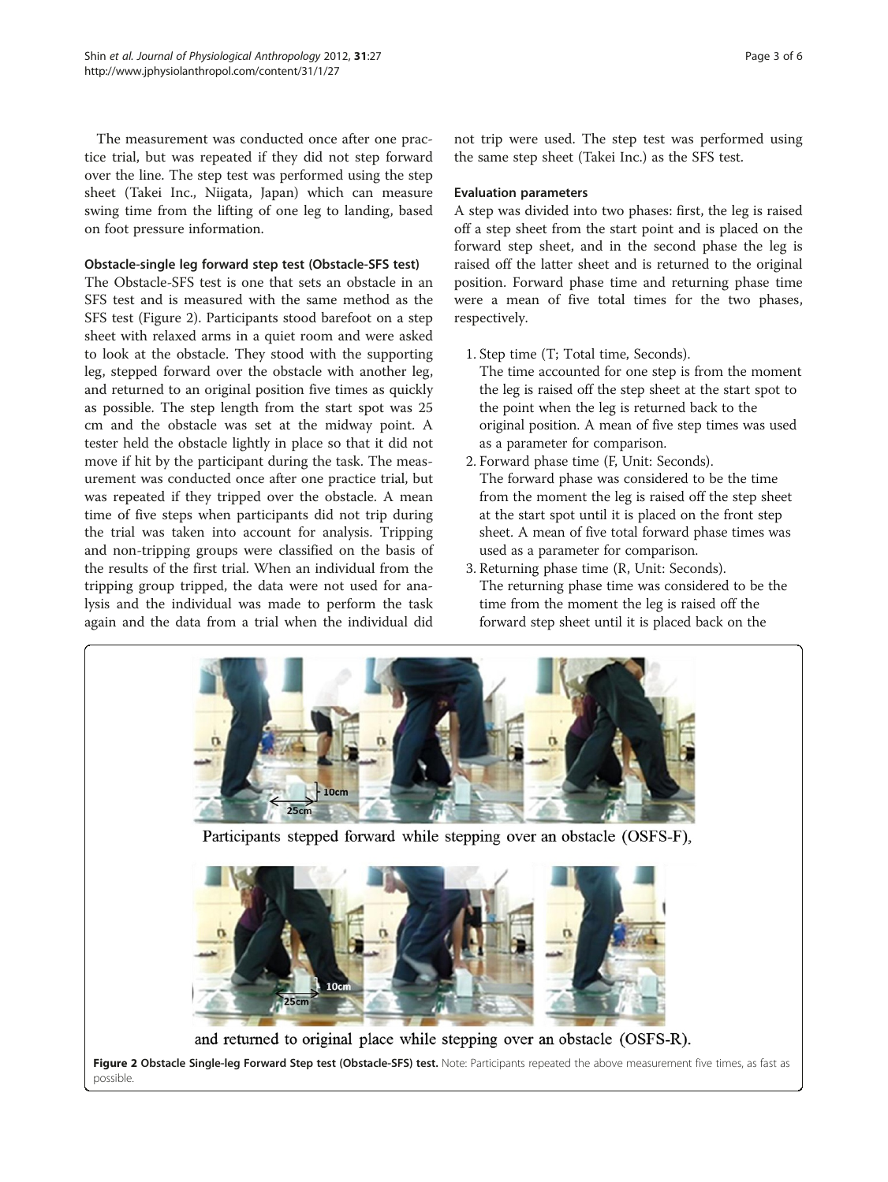The measurement was conducted once after one practice trial, but was repeated if they did not step forward over the line. The step test was performed using the step sheet (Takei Inc., Niigata, Japan) which can measure swing time from the lifting of one leg to landing, based on foot pressure information.

#### Obstacle-single leg forward step test (Obstacle-SFS test)

The Obstacle-SFS test is one that sets an obstacle in an SFS test and is measured with the same method as the SFS test (Figure 2). Participants stood barefoot on a step sheet with relaxed arms in a quiet room and were asked to look at the obstacle. They stood with the supporting leg, stepped forward over the obstacle with another leg, and returned to an original position five times as quickly as possible. The step length from the start spot was 25 cm and the obstacle was set at the midway point. A tester held the obstacle lightly in place so that it did not move if hit by the participant during the task. The measurement was conducted once after one practice trial, but was repeated if they tripped over the obstacle. A mean time of five steps when participants did not trip during the trial was taken into account for analysis. Tripping and non-tripping groups were classified on the basis of the results of the first trial. When an individual from the tripping group tripped, the data were not used for analysis and the individual was made to perform the task again and the data from a trial when the individual did not trip were used. The step test was performed using the same step sheet (Takei Inc.) as the SFS test.

#### Evaluation parameters

A step was divided into two phases: first, the leg is raised off a step sheet from the start point and is placed on the forward step sheet, and in the second phase the leg is raised off the latter sheet and is returned to the original position. Forward phase time and returning phase time were a mean of five total times for the two phases, respectively.

1. Step time (T; Total time, Seconds).
   The time accounted for one step is from the moment the leg is raised off the step sheet at the start spot to the point when the leg is returned back to the original position. A mean of five step times was used as a parameter for comparison.
2. Forward phase time (F, Unit: Seconds).
   The forward phase was considered to be the time from the moment the leg is raised off the step sheet at the start spot until it is placed on the front step sheet. A mean of five total forward phase times was used as a parameter for comparison.
3. Returning phase time (R, Unit: Seconds).
   The returning phase time was considered to be the time from the moment the leg is raised off the forward step sheet until it is placed back on the

10cm
25cm

Participants stepped forward while stepping over an obstacle (OSFS-F),

10cm
25cm

and returned to original place while stepping over an obstacle (OSFS-R).

**Figure 2 Obstacle Single-leg Forward Step test (Obstacle-SFS) test.** Note: Participants repeated the above measurement five times, as fast as possible.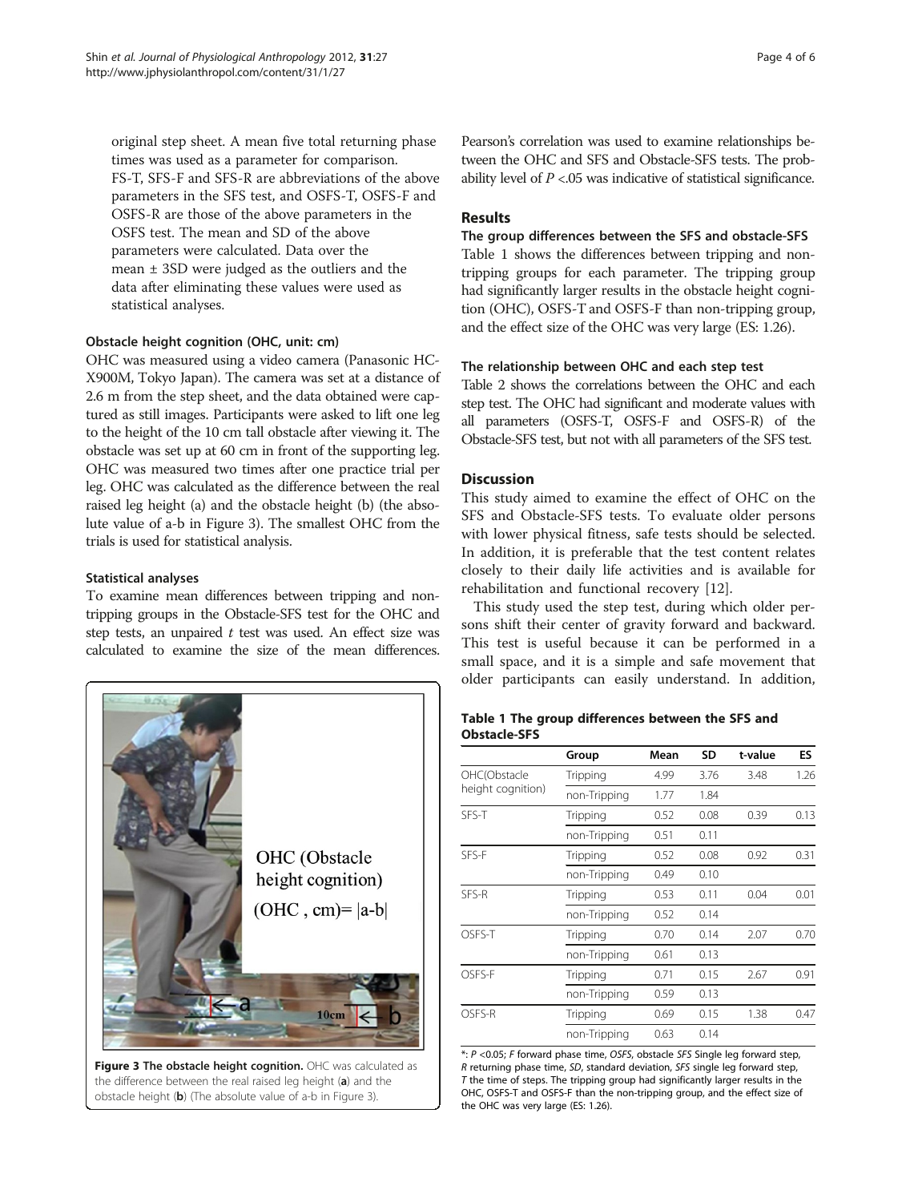original step sheet. A mean five total returning phase times was used as a parameter for comparison. FS-T, SFS-F and SFS-R are abbreviations of the above parameters in the SFS test, and OSFS-T, OSFS-F and OSFS-R are those of the above parameters in the OSFS test. The mean and SD of the above parameters were calculated. Data over the mean ± 3SD were judged as the outliers and the data after eliminating these values were used as statistical analyses.

### Obstacle height cognition (OHC, unit: cm)

OHC was measured using a video camera (Panasonic HC-X900M, Tokyo Japan). The camera was set at a distance of 2.6 m from the step sheet, and the data obtained were captured as still images. Participants were asked to lift one leg to the height of the 10 cm tall obstacle after viewing it. The obstacle was set up at 60 cm in front of the supporting leg. OHC was measured two times after one practice trial per leg. OHC was calculated as the difference between the real raised leg height (a) and the obstacle height (b) (the absolute value of a-b in Figure 3). The smallest OHC from the trials is used for statistical analysis.

### Statistical analyses

To examine mean differences between tripping and non-tripping groups in the Obstacle-SFS test for the OHC and step tests, an unpaired *t* test was used. An effect size was calculated to examine the size of the mean differences.

**Figure 3 The obstacle height cognition.** OHC was calculated as the difference between the real raised leg height (**a**) and the obstacle height (**b**) (The absolute value of a-b in Figure 3).

Pearson's correlation was used to examine relationships between the OHC and SFS and Obstacle-SFS tests. The probability level of $P < .05$ was indicative of statistical significance.

## Results

### The group differences between the SFS and obstacle-SFS

Table 1 shows the differences between tripping and non-tripping groups for each parameter. The tripping group had significantly larger results in the obstacle height cognition (OHC), OSFS-T and OSFS-F than non-tripping group, and the effect size of the OHC was very large (ES: 1.26).

### The relationship between OHC and each step test

Table 2 shows the correlations between the OHC and each step test. The OHC had significant and moderate values with all parameters (OSFS-T, OSFS-F and OSFS-R) of the Obstacle-SFS test, but not with all parameters of the SFS test.

## Discussion

This study aimed to examine the effect of OHC on the SFS and Obstacle-SFS tests. To evaluate older persons with lower physical fitness, safe tests should be selected. In addition, it is preferable that the test content relates closely to their daily life activities and is available for rehabilitation and functional recovery [12].

This study used the step test, during which older persons shift their center of gravity forward and backward. This test is useful because it can be performed in a small space, and it is a simple and safe movement that older participants can easily understand. In addition,

**Table 1 The group differences between the SFS and Obstacle-SFS**

| | Group | Mean | SD | t-value | ES |
|---|---|---|---|---|---|
| OHC(Obstacle height cognition) | Tripping | 4.99 | 3.76 | 3.48 | 1.26 |
| | non-Tripping | 1.77 | 1.84 | | |
| SFS-T | Tripping | 0.52 | 0.08 | 0.39 | 0.13 |
| | non-Tripping | 0.51 | 0.11 | | |
| SFS-F | Tripping | 0.52 | 0.08 | 0.92 | 0.31 |
| | non-Tripping | 0.49 | 0.10 | | |
| SFS-R | Tripping | 0.53 | 0.11 | 0.04 | 0.01 |
| | non-Tripping | 0.52 | 0.14 | | |
| OSFS-T | Tripping | 0.70 | 0.14 | 2.07 | 0.70 |
| | non-Tripping | 0.61 | 0.13 | | |
| OSFS-F | Tripping | 0.71 | 0.15 | 2.67 | 0.91 |
| | non-Tripping | 0.59 | 0.13 | | |
| OSFS-R | Tripping | 0.69 | 0.15 | 1.38 | 0.47 |
| | non-Tripping | 0.63 | 0.14 | | |

*: $P < 0.05$; *F* forward phase time, *OSFS*, obstacle *SFS* Single leg forward step, *R* returning phase time, *SD*, standard deviation, *SFS* single leg forward step, *T* the time of steps. The tripping group had significantly larger results in the OHC, OSFS-T and OSFS-F than the non-tripping group, and the effect size of the OHC was very large (ES: 1.26).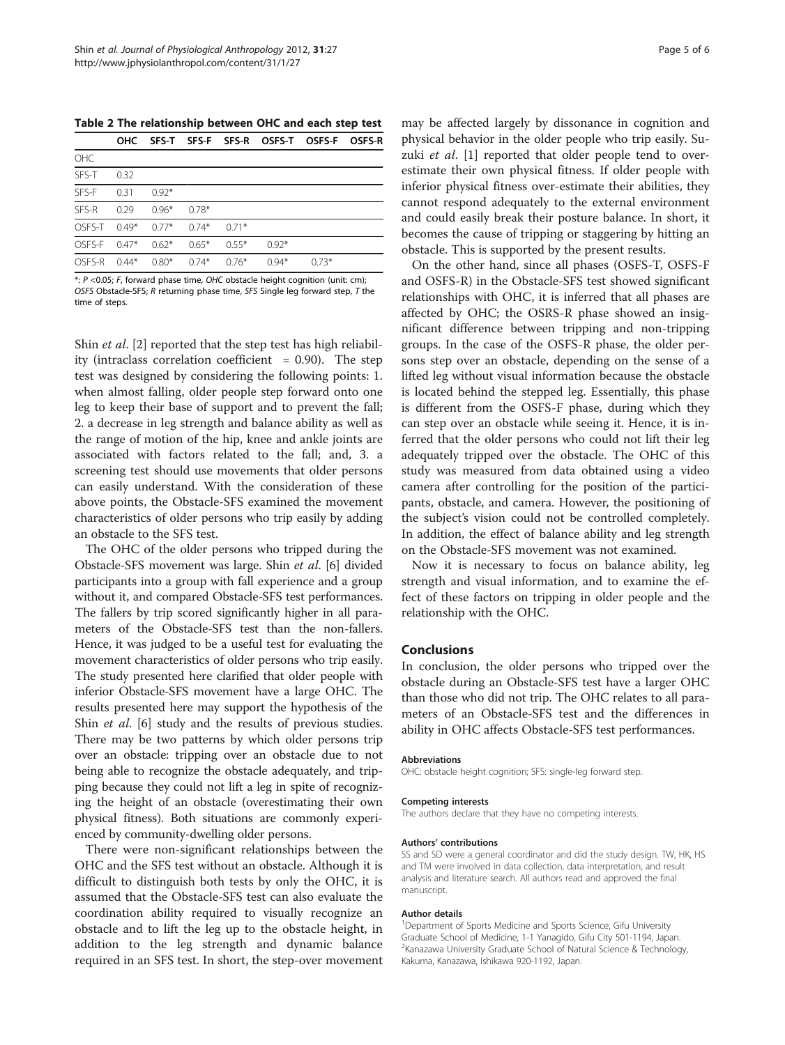**Table 2 The relationship between OHC and each step test**

| | OHC | SFS-T | SFS-F | SFS-R | OSFS-T | OSFS-F | OSFS-R |
|---|---|---|---|---|---|---|---|
| OHC | | | | | | | |
| SFS-T | 0.32 | | | | | | |
| SFS-F | 0.31 | 0.92* | | | | | |
| SFS-R | 0.29 | 0.96* | 0.78* | | | | |
| OSFS-T | 0.49* | 0.77* | 0.74* | 0.71* | | | |
| OSFS-F | 0.47* | 0.62* | 0.65* | 0.55* | 0.92* | | |
| OSFS-R | 0.44* | 0.80* | 0.74* | 0.76* | 0.94* | 0.73* | |

*: $P < 0.05$; *F*, forward phase time, *OHC* obstacle height cognition (unit: cm); *OSFS* Obstacle-SFS; *R* returning phase time, *SFS* Single leg forward step, *T* the time of steps.

Shin *et al*. [2] reported that the step test has high reliability (intraclass correlation coefficient = 0.90). The step test was designed by considering the following points: 1. when almost falling, older people step forward onto one leg to keep their base of support and to prevent the fall; 2. a decrease in leg strength and balance ability as well as the range of motion of the hip, knee and ankle joints are associated with factors related to the fall; and, 3. a screening test should use movements that older persons can easily understand. With the consideration of these above points, the Obstacle-SFS examined the movement characteristics of older persons who trip easily by adding an obstacle to the SFS test.

The OHC of the older persons who tripped during the Obstacle-SFS movement was large. Shin *et al*. [6] divided participants into a group with fall experience and a group without it, and compared Obstacle-SFS test performances. The fallers by trip scored significantly higher in all parameters of the Obstacle-SFS test than the non-fallers. Hence, it was judged to be a useful test for evaluating the movement characteristics of older persons who trip easily. The study presented here clarified that older people with inferior Obstacle-SFS movement have a large OHC. The results presented here may support the hypothesis of the Shin *et al*. [6] study and the results of previous studies. There may be two patterns by which older persons trip over an obstacle: tripping over an obstacle due to not being able to recognize the obstacle adequately, and tripping because they could not lift a leg in spite of recognizing the height of an obstacle (overestimating their own physical fitness). Both situations are commonly experienced by community-dwelling older persons.

There were non-significant relationships between the OHC and the SFS test without an obstacle. Although it is difficult to distinguish both tests by only the OHC, it is assumed that the Obstacle-SFS test can also evaluate the coordination ability required to visually recognize an obstacle and to lift the leg up to the obstacle height, in addition to the leg strength and dynamic balance required in an SFS test. In short, the step-over movement may be affected largely by dissonance in cognition and physical behavior in the older people who trip easily. Suzuki *et al*. [1] reported that older people tend to over-estimate their own physical fitness. If older people with inferior physical fitness over-estimate their abilities, they cannot respond adequately to the external environment and could easily break their posture balance. In short, it becomes the cause of tripping or staggering by hitting an obstacle. This is supported by the present results.

On the other hand, since all phases (OSFS-T, OSFS-F and OSFS-R) in the Obstacle-SFS test showed significant relationships with OHC, it is inferred that all phases are affected by OHC; the OSRS-R phase showed an insignificant difference between tripping and non-tripping groups. In the case of the OSFS-R phase, the older persons step over an obstacle, depending on the sense of a lifted leg without visual information because the obstacle is located behind the stepped leg. Essentially, this phase is different from the OSFS-F phase, during which they can step over an obstacle while seeing it. Hence, it is inferred that the older persons who could not lift their leg adequately tripped over the obstacle. The OHC of this study was measured from data obtained using a video camera after controlling for the position of the participants, obstacle, and camera. However, the positioning of the subject's vision could not be controlled completely. In addition, the effect of balance ability and leg strength on the Obstacle-SFS movement was not examined.

Now it is necessary to focus on balance ability, leg strength and visual information, and to examine the effect of these factors on tripping in older people and the relationship with the OHC.

## Conclusions

In conclusion, the older persons who tripped over the obstacle during an Obstacle-SFS test have a larger OHC than those who did not trip. The OHC relates to all parameters of an Obstacle-SFS test and the differences in ability in OHC affects Obstacle-SFS test performances.

#### Abbreviations

OHC: obstacle height cognition; SFS: single-leg forward step.

#### Competing interests

The authors declare that they have no competing interests.

#### Authors' contributions

SS and SD were a general coordinator and did the study design. TW, HK, HS and TM were involved in data collection, data interpretation, and result analysis and literature search. All authors read and approved the final manuscript.

#### Author details

[1]Department of Sports Medicine and Sports Science, Gifu University Graduate School of Medicine, 1-1 Yanagido, Gifu City 501-1194, Japan. [2]Kanazawa University Graduate School of Natural Science & Technology, Kakuma, Kanazawa, Ishikawa 920-1192, Japan.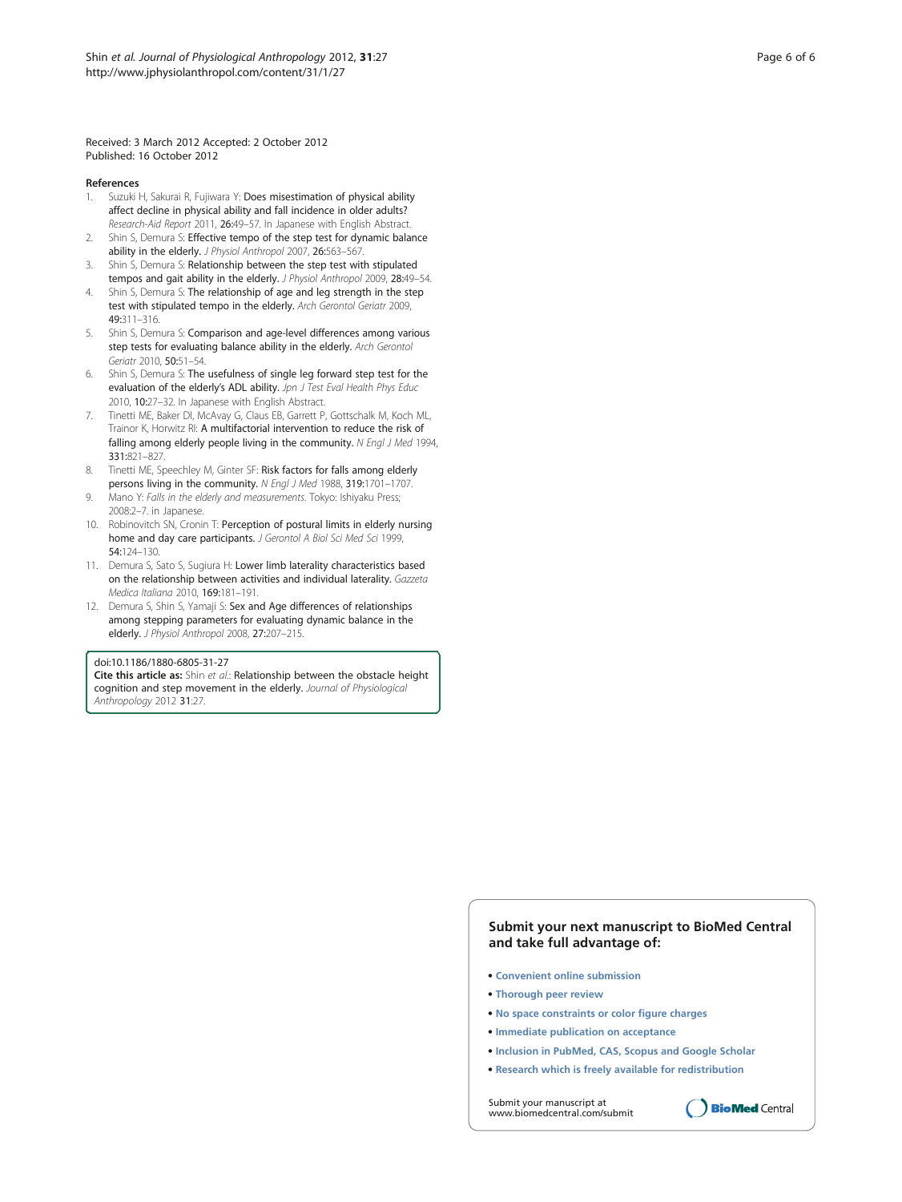Received: 3 March 2012 Accepted: 2 October 2012
Published: 16 October 2012

## References

1. Suzuki H, Sakurai R, Fujiwara Y: Does misestimation of physical ability affect decline in physical ability and fall incidence in older adults? *Research-Aid Report* 2011, **26**:49–57. In Japanese with English Abstract.
2. Shin S, Demura S: Effective tempo of the step test for dynamic balance ability in the elderly. *J Physiol Anthropol* 2007, **26**:563–567.
3. Shin S, Demura S: Relationship between the step test with stipulated tempos and gait ability in the elderly. *J Physiol Anthropol* 2009, **28**:49–54.
4. Shin S, Demura S: The relationship of age and leg strength in the step test with stipulated tempo in the elderly. *Arch Gerontol Geriatr* 2009, **49**:311–316.
5. Shin S, Demura S: Comparison and age-level differences among various step tests for evaluating balance ability in the elderly. *Arch Gerontol Geriatr* 2010, **50**:51–54.
6. Shin S, Demura S: The usefulness of single leg forward step test for the evaluation of the elderly's ADL ability. *Jpn J Test Eval Health Phys Educ* 2010, **10**:27–32. In Japanese with English Abstract.
7. Tinetti ME, Baker DI, McAvay G, Claus EB, Garrett P, Gottschalk M, Koch ML, Trainor K, Horwitz RI: A multifactorial intervention to reduce the risk of falling among elderly people living in the community. *N Engl J Med* 1994, **331**:821–827.
8. Tinetti ME, Speechley M, Ginter SF: Risk factors for falls among elderly persons living in the community. *N Engl J Med* 1988, **319**:1701–1707.
9. Mano Y: *Falls in the elderly and measurements*. Tokyo: Ishiyaku Press; 2008:2–7. in Japanese.
10. Robinovitch SN, Cronin T: Perception of postural limits in elderly nursing home and day care participants. *J Gerontol A Biol Sci Med Sci* 1999, **54**:124–130.
11. Demura S, Sato S, Sugiura H: Lower limb laterality characteristics based on the relationship between activities and individual laterality. *Gazzeta Medica Italiana* 2010, **169**:181–191.
12. Demura S, Shin S, Yamaji S: Sex and Age differences of relationships among stepping parameters for evaluating dynamic balance in the elderly. *J Physiol Anthropol* 2008, **27**:207–215.

doi:10.1186/1880-6805-31-27
**Cite this article as:** Shin *et al.*: Relationship between the obstacle height cognition and step movement in the elderly. *Journal of Physiological Anthropology* 2012 **31**:27.

**Submit your next manuscript to BioMed Central and take full advantage of:**

- **Convenient online submission**
- **Thorough peer review**
- **No space constraints or color figure charges**
- **Immediate publication on acceptance**
- **Inclusion in PubMed, CAS, Scopus and Google Scholar**
- **Research which is freely available for redistribution**

Submit your manuscript at
www.biomedcentral.com/submit

BioMed Central